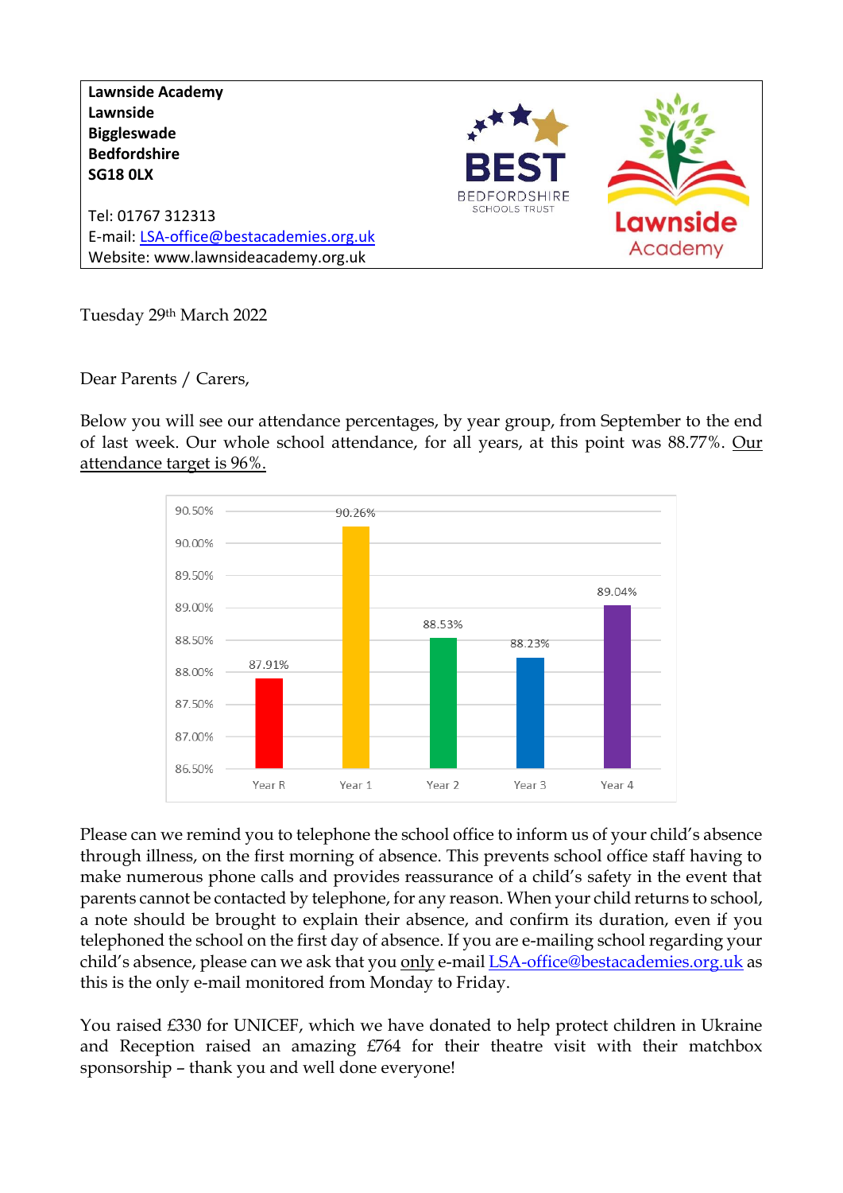**Lawnside Academy**
**Lawnside**
**Biggleswade**
**Bedfordshire**
**SG18 0LX**

Tel: 01767 312313
E-mail: LSA-office@bestacademies.org.uk
Website: www.lawnsideacademy.org.uk

Tuesday 29th March 2022

Dear Parents / Carers,

Below you will see our attendance percentages, by year group, from September to the end of last week. Our whole school attendance, for all years, at this point was 88.77%. Our attendance target is 96%.

| Year group | Attendance |
|---|---|
| Year R | 87.91% |
| Year 1 | 90.26% |
| Year 2 | 88.53% |
| Year 3 | 88.23% |
| Year 4 | 89.04% |

Please can we remind you to telephone the school office to inform us of your child's absence through illness, on the first morning of absence. This prevents school office staff having to make numerous phone calls and provides reassurance of a child's safety in the event that parents cannot be contacted by telephone, for any reason. When your child returns to school, a note should be brought to explain their absence, and confirm its duration, even if you telephoned the school on the first day of absence. If you are e-mailing school regarding your child's absence, please can we ask that you only e-mail LSA-office@bestacademies.org.uk as this is the only e-mail monitored from Monday to Friday.

You raised £330 for UNICEF, which we have donated to help protect children in Ukraine and Reception raised an amazing £764 for their theatre visit with their matchbox sponsorship – thank you and well done everyone!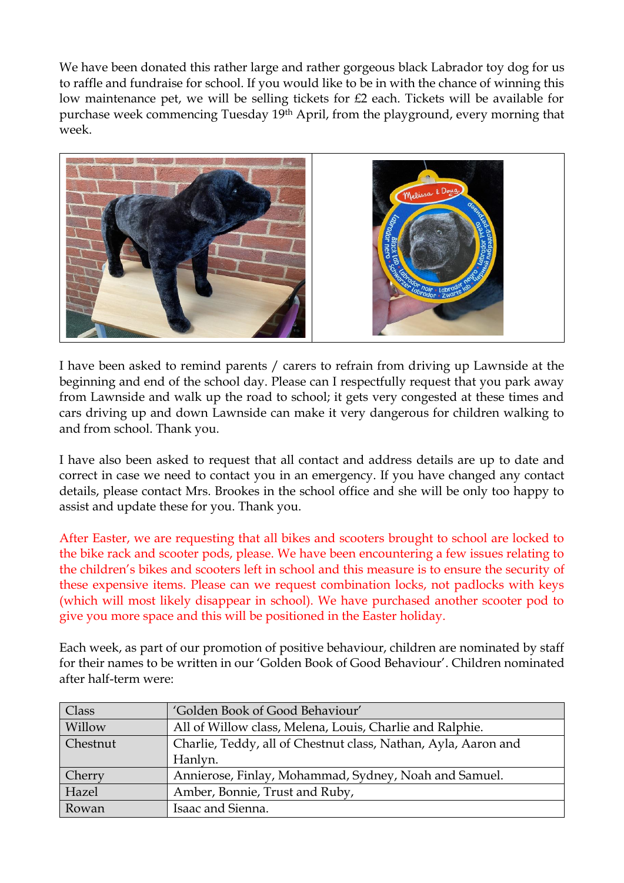We have been donated this rather large and rather gorgeous black Labrador toy dog for us to raffle and fundraise for school. If you would like to be in with the chance of winning this low maintenance pet, we will be selling tickets for £2 each. Tickets will be available for purchase week commencing Tuesday 19th April, from the playground, every morning that week.

I have been asked to remind parents / carers to refrain from driving up Lawnside at the beginning and end of the school day. Please can I respectfully request that you park away from Lawnside and walk up the road to school; it gets very congested at these times and cars driving up and down Lawnside can make it very dangerous for children walking to and from school. Thank you.

I have also been asked to request that all contact and address details are up to date and correct in case we need to contact you in an emergency. If you have changed any contact details, please contact Mrs. Brookes in the school office and she will be only too happy to assist and update these for you. Thank you.

After Easter, we are requesting that all bikes and scooters brought to school are locked to the bike rack and scooter pods, please. We have been encountering a few issues relating to the children's bikes and scooters left in school and this measure is to ensure the security of these expensive items. Please can we request combination locks, not padlocks with keys (which will most likely disappear in school). We have purchased another scooter pod to give you more space and this will be positioned in the Easter holiday.

Each week, as part of our promotion of positive behaviour, children are nominated by staff for their names to be written in our 'Golden Book of Good Behaviour'. Children nominated after half-term were:

| Class | 'Golden Book of Good Behaviour' |
|---|---|
| Willow | All of Willow class, Melena, Louis, Charlie and Ralphie. |
| Chestnut | Charlie, Teddy, all of Chestnut class, Nathan, Ayla, Aaron and Hanlyn. |
| Cherry | Annierose, Finlay, Mohammad, Sydney, Noah and Samuel. |
| Hazel | Amber, Bonnie, Trust and Ruby, |
| Rowan | Isaac and Sienna. |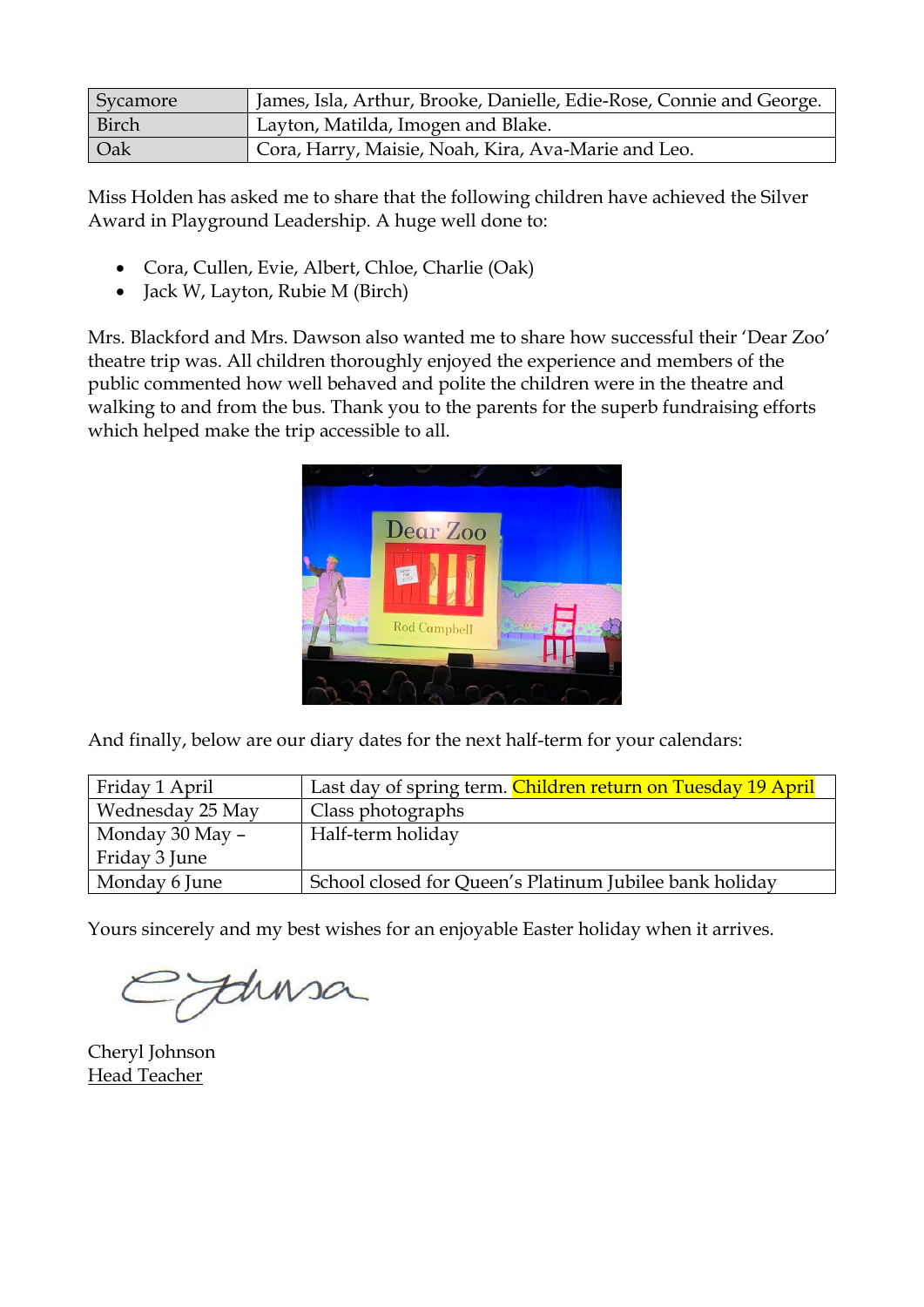| | |
|---|---|
| Sycamore | James, Isla, Arthur, Brooke, Danielle, Edie-Rose, Connie and George. |
| Birch | Layton, Matilda, Imogen and Blake. |
| Oak | Cora, Harry, Maisie, Noah, Kira, Ava-Marie and Leo. |

Miss Holden has asked me to share that the following children have achieved the Silver Award in Playground Leadership. A huge well done to:

- Cora, Cullen, Evie, Albert, Chloe, Charlie (Oak)
- Jack W, Layton, Rubie M (Birch)

Mrs. Blackford and Mrs. Dawson also wanted me to share how successful their 'Dear Zoo' theatre trip was. All children thoroughly enjoyed the experience and members of the public commented how well behaved and polite the children were in the theatre and walking to and from the bus. Thank you to the parents for the superb fundraising efforts which helped make the trip accessible to all.

And finally, below are our diary dates for the next half-term for your calendars:

| | |
|---|---|
| Friday 1 April | Last day of spring term. Children return on Tuesday 19 April |
| Wednesday 25 May | Class photographs |
| Monday 30 May – Friday 3 June | Half-term holiday |
| Monday 6 June | School closed for Queen's Platinum Jubilee bank holiday |

Yours sincerely and my best wishes for an enjoyable Easter holiday when it arrives.

Cheryl Johnson
Head Teacher